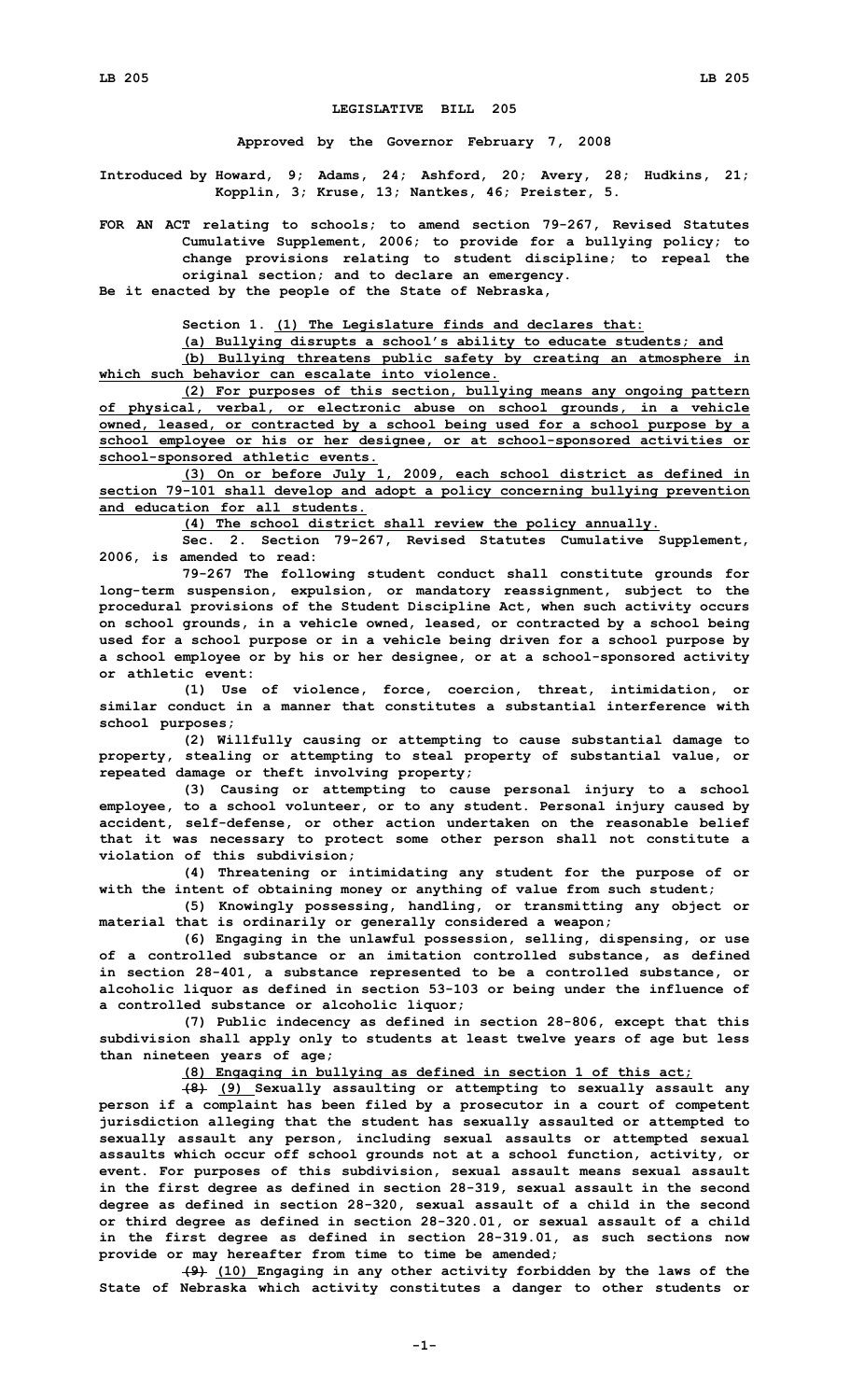# LEGISLATIVE BILL 205

**Approved by the Governor February 7, 2008**

**Introduced by Howard, 9; Adams, 24; Ashford, 20; Avery, 28; Hudkins, 21; Kopplin, 3; Kruse, 13; Nantkes, 46; Preister, 5.**

**FOR AN ACT relating to schools; to amend section 79-267, Revised Statutes Cumulative Supplement, 2006; to provide for a bullying policy; to change provisions relating to student discipline; to repeal the original section; and to declare an emergency.**

**Be it enacted by the people of the State of Nebraska,**

**Section 1. (1) The Legislature finds and declares that:**

**(a) Bullying disrupts a school's ability to educate students; and**

**(b) Bullying threatens public safety by creating an atmosphere in which such behavior can escalate into violence.**

**(2) For purposes of this section, bullying means any ongoing pattern of physical, verbal, or electronic abuse on school grounds, in a vehicle owned, leased, or contracted by a school being used for a school purpose by a school employee or his or her designee, or at school-sponsored activities or school-sponsored athletic events.**

**(3) On or before July 1, 2009, each school district as defined in section 79-101 shall develop and adopt a policy concerning bullying prevention and education for all students.**

**(4) The school district shall review the policy annually.**

**Sec. 2. Section 79-267, Revised Statutes Cumulative Supplement, 2006, is amended to read:**

**79-267 The following student conduct shall constitute grounds for long-term suspension, expulsion, or mandatory reassignment, subject to the procedural provisions of the Student Discipline Act, when such activity occurs on school grounds, in a vehicle owned, leased, or contracted by a school being used for a school purpose or in a vehicle being driven for a school purpose by a school employee or by his or her designee, or at a school-sponsored activity or athletic event:**

**(1) Use of violence, force, coercion, threat, intimidation, or similar conduct in a manner that constitutes a substantial interference with school purposes;**

**(2) Willfully causing or attempting to cause substantial damage to property, stealing or attempting to steal property of substantial value, or repeated damage or theft involving property;**

**(3) Causing or attempting to cause personal injury to a school employee, to a school volunteer, or to any student. Personal injury caused by accident, self-defense, or other action undertaken on the reasonable belief that it was necessary to protect some other person shall not constitute a violation of this subdivision;**

**(4) Threatening or intimidating any student for the purpose of or with the intent of obtaining money or anything of value from such student;**

**(5) Knowingly possessing, handling, or transmitting any object or material that is ordinarily or generally considered a weapon;**

**(6) Engaging in the unlawful possession, selling, dispensing, or use of a controlled substance or an imitation controlled substance, as defined in section 28-401, a substance represented to be a controlled substance, or alcoholic liquor as defined in section 53-103 or being under the influence of a controlled substance or alcoholic liquor;**

**(7) Public indecency as defined in section 28-806, except that this subdivision shall apply only to students at least twelve years of age but less than nineteen years of age;**

**(8) Engaging in bullying as defined in section 1 of this act;**

**~~(8)~~ (9) Sexually assaulting or attempting to sexually assault any person if a complaint has been filed by a prosecutor in a court of competent jurisdiction alleging that the student has sexually assaulted or attempted to sexually assault any person, including sexual assaults or attempted sexual assaults which occur off school grounds not at a school function, activity, or event. For purposes of this subdivision, sexual assault means sexual assault in the first degree as defined in section 28-319, sexual assault in the second degree as defined in section 28-320, sexual assault of a child in the second or third degree as defined in section 28-320.01, or sexual assault of a child in the first degree as defined in section 28-319.01, as such sections now provide or may hereafter from time to time be amended;**

**~~(9)~~ (10) Engaging in any other activity forbidden by the laws of the State of Nebraska which activity constitutes a danger to other students or**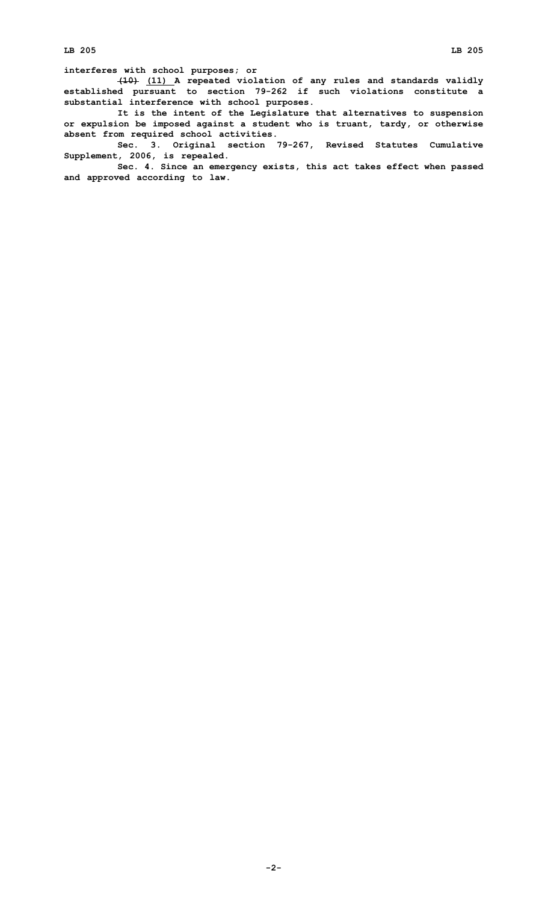**interferes with school purposes; or**

**~~(10)~~ <u>(11)</u> A repeated violation of any rules and standards validly established pursuant to section 79-262 if such violations constitute a substantial interference with school purposes.**

**It is the intent of the Legislature that alternatives to suspension or expulsion be imposed against a student who is truant, tardy, or otherwise absent from required school activities.**

**Sec. 3. Original section 79-267, Revised Statutes Cumulative Supplement, 2006, is repealed.**

**Sec. 4. Since an emergency exists, this act takes effect when passed and approved according to law.**